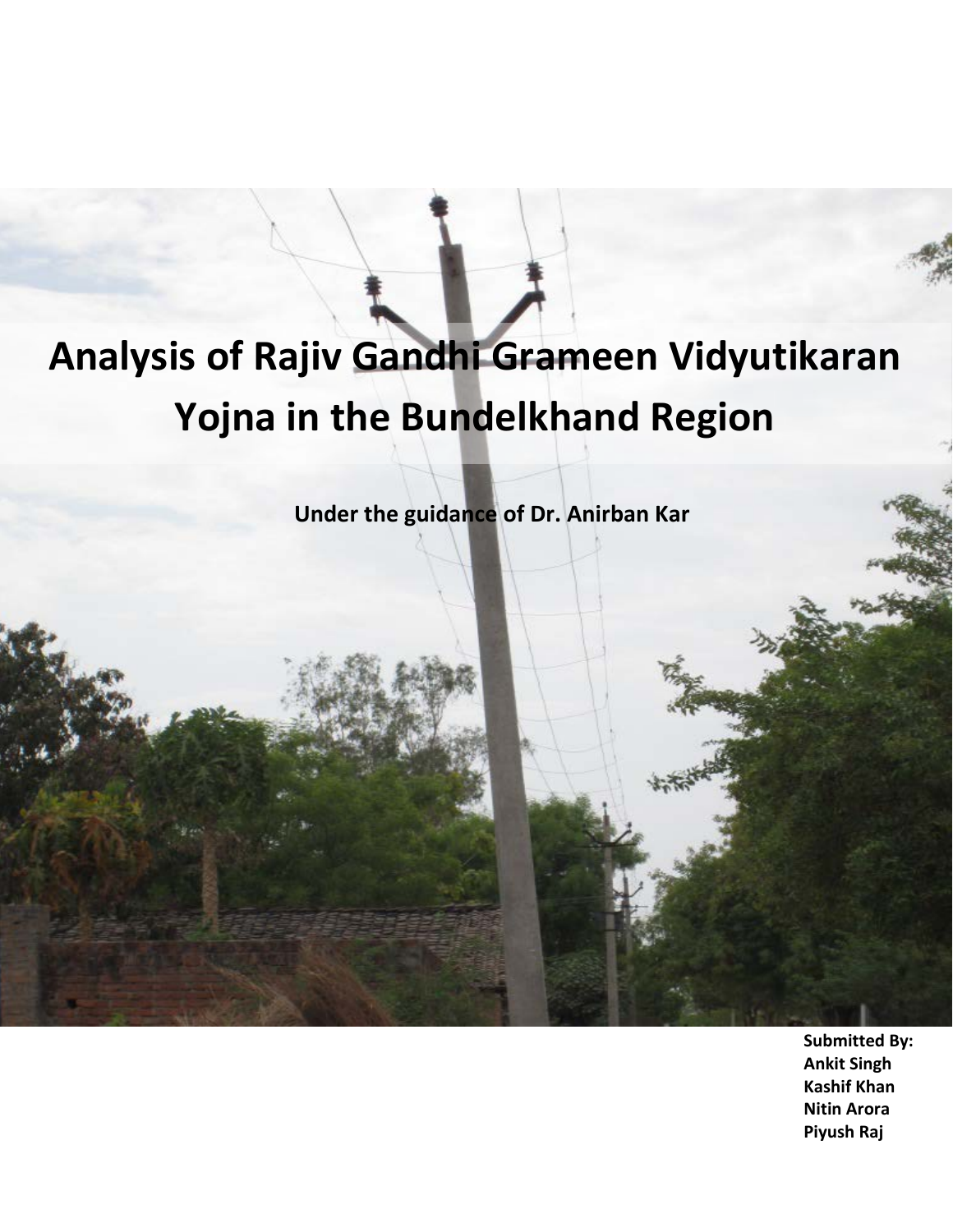# Analysis of Rajiv Gandhi Grameen Vidyutikaran Yojna in the Bundelkhand Region

**Under the guidance of Dr. Anirban Kar**

**Submitted By:**
**Ankit Singh**
**Kashif Khan**
**Nitin Arora**
**Piyush Raj**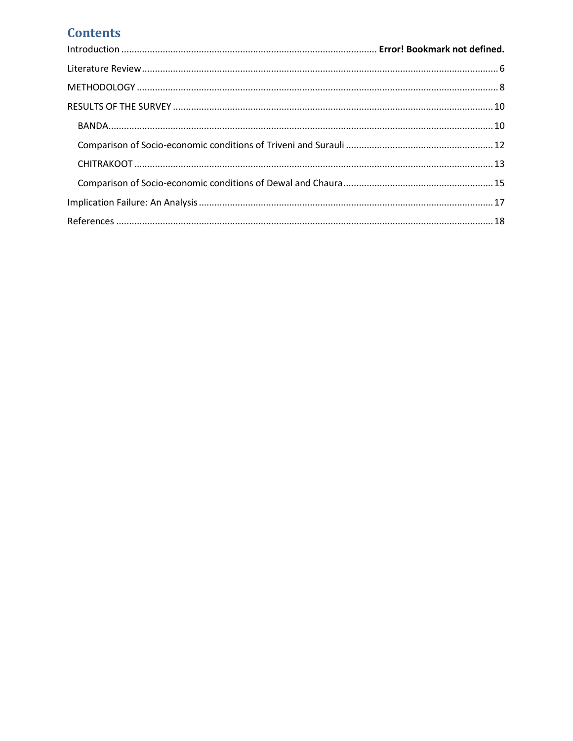# Contents

Introduction ........................................................................................... **Error! Bookmark not defined.**

Literature Review ........................................................................................................... 6

METHODOLOGY ............................................................................................................. 8

RESULTS OF THE SURVEY ............................................................................................. 10

- BANDA ................................................................................................................... 10
- Comparison of Socio-economic conditions of Triveni and Surauli ............................. 12
- CHITRAKOOT .......................................................................................................... 13
- Comparison of Socio-economic conditions of Dewal and Chaura .............................. 15

Implication Failure: An Analysis ..................................................................................... 17

References .................................................................................................................... 18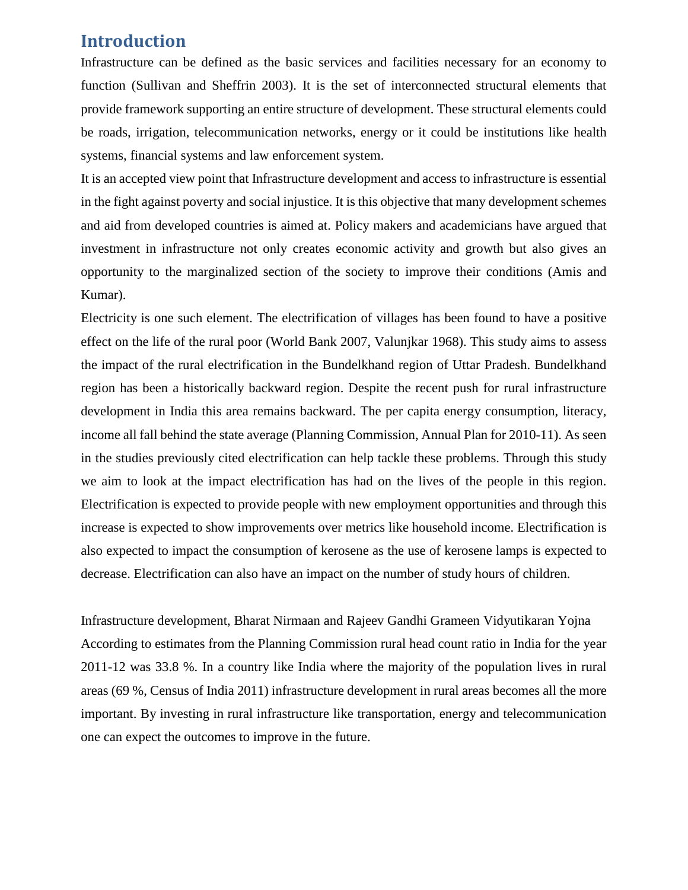# Introduction

Infrastructure can be defined as the basic services and facilities necessary for an economy to function (Sullivan and Sheffrin 2003). It is the set of interconnected structural elements that provide framework supporting an entire structure of development. These structural elements could be roads, irrigation, telecommunication networks, energy or it could be institutions like health systems, financial systems and law enforcement system.

It is an accepted view point that Infrastructure development and access to infrastructure is essential in the fight against poverty and social injustice. It is this objective that many development schemes and aid from developed countries is aimed at. Policy makers and academicians have argued that investment in infrastructure not only creates economic activity and growth but also gives an opportunity to the marginalized section of the society to improve their conditions (Amis and Kumar).

Electricity is one such element. The electrification of villages has been found to have a positive effect on the life of the rural poor (World Bank 2007, Valunjkar 1968). This study aims to assess the impact of the rural electrification in the Bundelkhand region of Uttar Pradesh. Bundelkhand region has been a historically backward region. Despite the recent push for rural infrastructure development in India this area remains backward. The per capita energy consumption, literacy, income all fall behind the state average (Planning Commission, Annual Plan for 2010-11). As seen in the studies previously cited electrification can help tackle these problems. Through this study we aim to look at the impact electrification has had on the lives of the people in this region. Electrification is expected to provide people with new employment opportunities and through this increase is expected to show improvements over metrics like household income. Electrification is also expected to impact the consumption of kerosene as the use of kerosene lamps is expected to decrease. Electrification can also have an impact on the number of study hours of children.

Infrastructure development, Bharat Nirmaan and Rajeev Gandhi Grameen Vidyutikaran Yojna

According to estimates from the Planning Commission rural head count ratio in India for the year 2011-12 was 33.8 %. In a country like India where the majority of the population lives in rural areas (69 %, Census of India 2011) infrastructure development in rural areas becomes all the more important. By investing in rural infrastructure like transportation, energy and telecommunication one can expect the outcomes to improve in the future.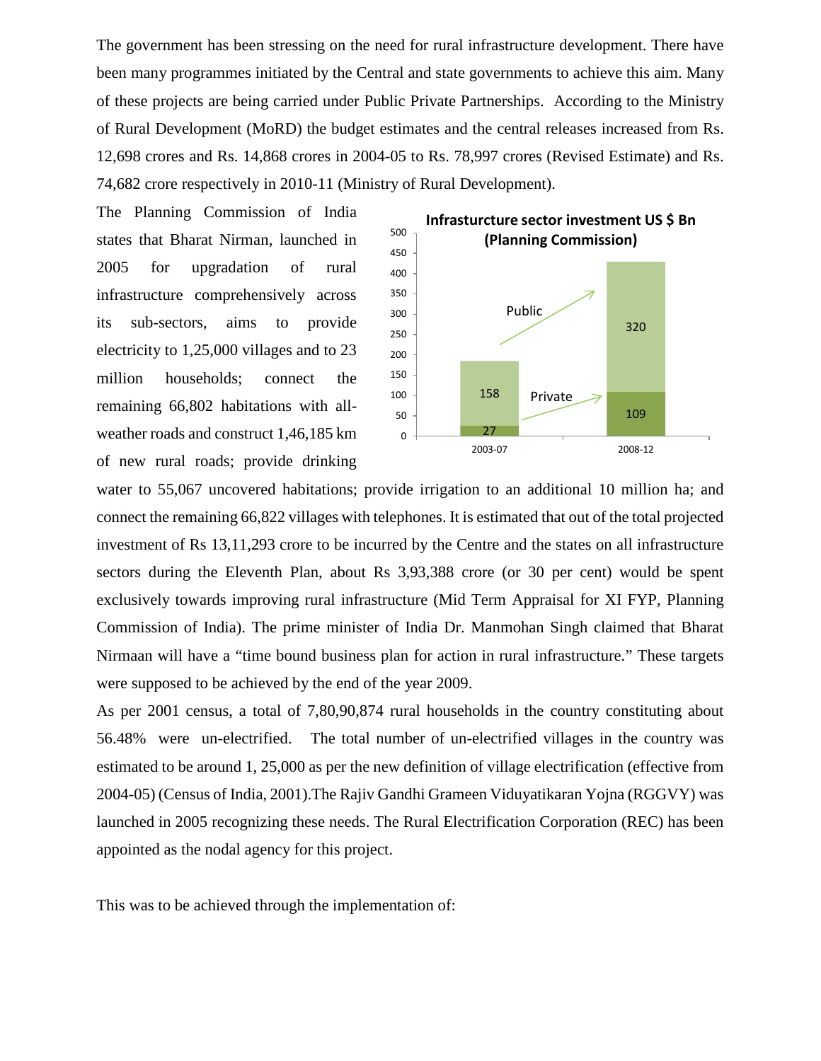The government has been stressing on the need for rural infrastructure development. There have been many programmes initiated by the Central and state governments to achieve this aim. Many of these projects are being carried under Public Private Partnerships. According to the Ministry of Rural Development (MoRD) the budget estimates and the central releases increased from Rs. 12,698 crores and Rs. 14,868 crores in 2004-05 to Rs. 78,997 crores (Revised Estimate) and Rs. 74,682 crore respectively in 2010-11 (Ministry of Rural Development).

The Planning Commission of India states that Bharat Nirman, launched in 2005 for upgradation of rural infrastructure comprehensively across its sub-sectors, aims to provide electricity to 1,25,000 villages and to 23 million households; connect the remaining 66,802 habitations with all-weather roads and construct 1,46,185 km of new rural roads; provide drinking water to 55,067 uncovered habitations; provide irrigation to an additional 10 million ha; and connect the remaining 66,822 villages with telephones. It is estimated that out of the total projected investment of Rs 13,11,293 crore to be incurred by the Centre and the states on all infrastructure sectors during the Eleventh Plan, about Rs 3,93,388 crore (or 30 per cent) would be spent exclusively towards improving rural infrastructure (Mid Term Appraisal for XI FYP, Planning Commission of India). The prime minister of India Dr. Manmohan Singh claimed that Bharat Nirmaan will have a "time bound business plan for action in rural infrastructure." These targets were supposed to be achieved by the end of the year 2009.

**Infrasturcture sector investment US $ Bn (Planning Commission)**

| Period | Private | Public |
|---|---|---|
| 2003-07 | 27 | 158 |
| 2008-12 | 109 | 320 |

As per 2001 census, a total of 7,80,90,874 rural households in the country constituting about 56.48% were un-electrified. The total number of un-electrified villages in the country was estimated to be around 1, 25,000 as per the new definition of village electrification (effective from 2004-05) (Census of India, 2001).The Rajiv Gandhi Grameen Viduyatikaran Yojna (RGGVY) was launched in 2005 recognizing these needs. The Rural Electrification Corporation (REC) has been appointed as the nodal agency for this project.

This was to be achieved through the implementation of: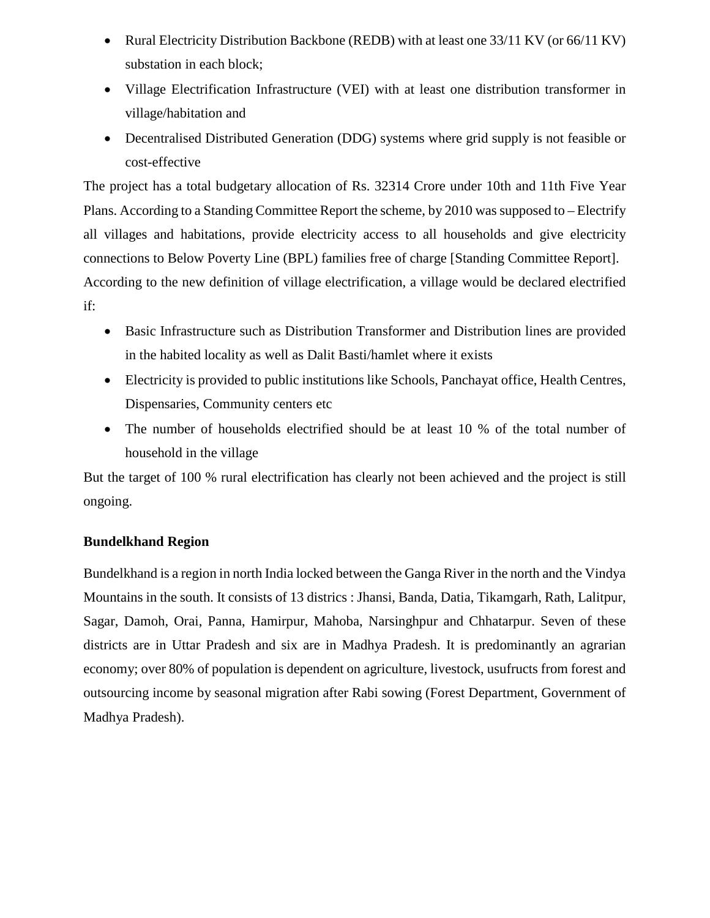- Rural Electricity Distribution Backbone (REDB) with at least one 33/11 KV (or 66/11 KV) substation in each block;
- Village Electrification Infrastructure (VEI) with at least one distribution transformer in village/habitation and
- Decentralised Distributed Generation (DDG) systems where grid supply is not feasible or cost-effective

The project has a total budgetary allocation of Rs. 32314 Crore under 10th and 11th Five Year Plans. According to a Standing Committee Report the scheme, by 2010 was supposed to – Electrify all villages and habitations, provide electricity access to all households and give electricity connections to Below Poverty Line (BPL) families free of charge [Standing Committee Report].

According to the new definition of village electrification, a village would be declared electrified if:

- Basic Infrastructure such as Distribution Transformer and Distribution lines are provided in the habited locality as well as Dalit Basti/hamlet where it exists
- Electricity is provided to public institutions like Schools, Panchayat office, Health Centres, Dispensaries, Community centers etc
- The number of households electrified should be at least 10 % of the total number of household in the village

But the target of 100 % rural electrification has clearly not been achieved and the project is still ongoing.

**Bundelkhand Region**

Bundelkhand is a region in north India locked between the Ganga River in the north and the Vindya Mountains in the south. It consists of 13 districts : Jhansi, Banda, Datia, Tikamgarh, Rath, Lalitpur, Sagar, Damoh, Orai, Panna, Hamirpur, Mahoba, Narsinghpur and Chhatarpur. Seven of these districts are in Uttar Pradesh and six are in Madhya Pradesh. It is predominantly an agrarian economy; over 80% of population is dependent on agriculture, livestock, usufructs from forest and outsourcing income by seasonal migration after Rabi sowing (Forest Department, Government of Madhya Pradesh).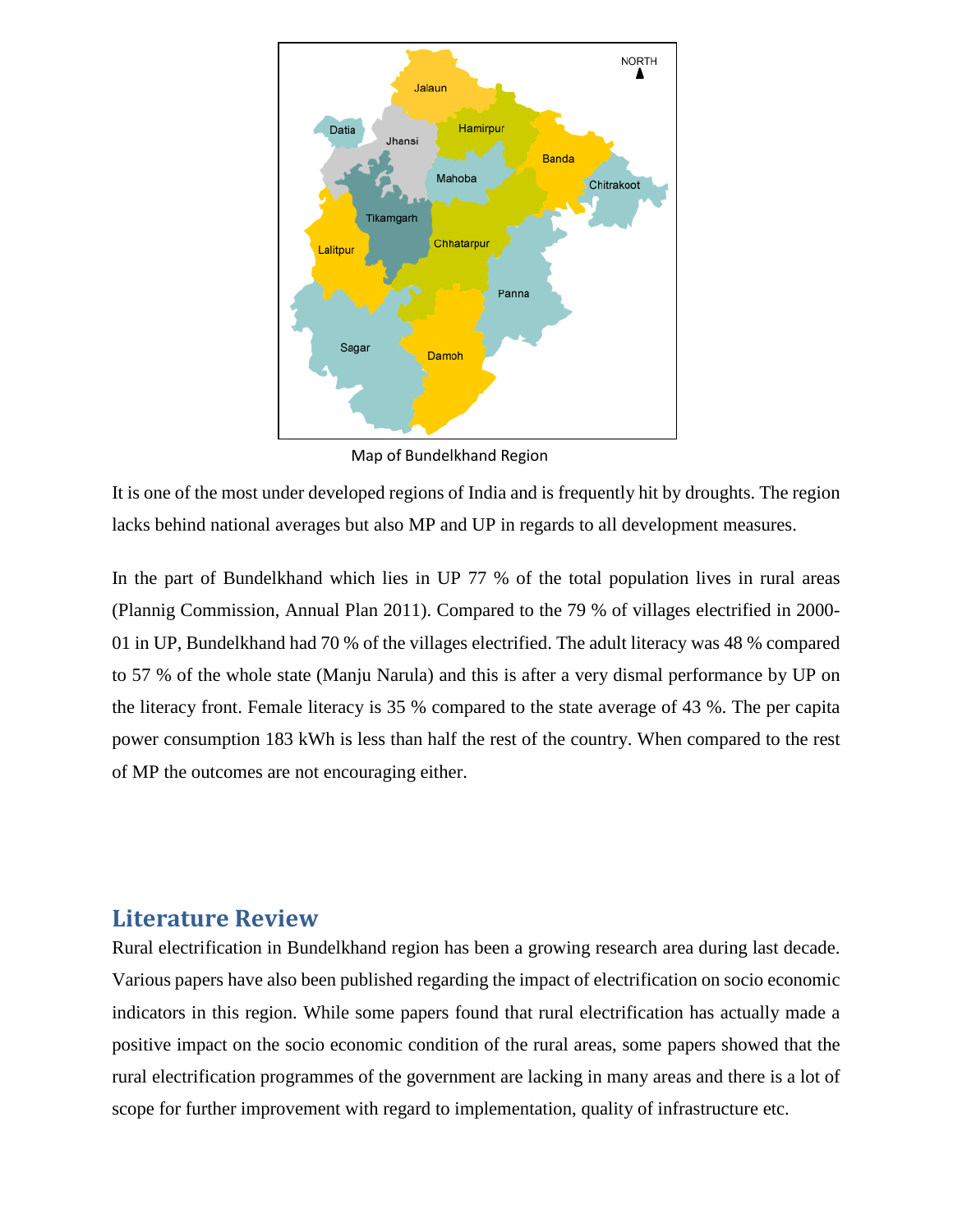Map of Bundelkhand Region

It is one of the most under developed regions of India and is frequently hit by droughts. The region lacks behind national averages but also MP and UP in regards to all development measures.

In the part of Bundelkhand which lies in UP 77 % of the total population lives in rural areas (Plannig Commission, Annual Plan 2011). Compared to the 79 % of villages electrified in 2000-01 in UP, Bundelkhand had 70 % of the villages electrified. The adult literacy was 48 % compared to 57 % of the whole state (Manju Narula) and this is after a very dismal performance by UP on the literacy front. Female literacy is 35 % compared to the state average of 43 %. The per capita power consumption 183 kWh is less than half the rest of the country. When compared to the rest of MP the outcomes are not encouraging either.

## Literature Review

Rural electrification in Bundelkhand region has been a growing research area during last decade. Various papers have also been published regarding the impact of electrification on socio economic indicators in this region. While some papers found that rural electrification has actually made a positive impact on the socio economic condition of the rural areas, some papers showed that the rural electrification programmes of the government are lacking in many areas and there is a lot of scope for further improvement with regard to implementation, quality of infrastructure etc.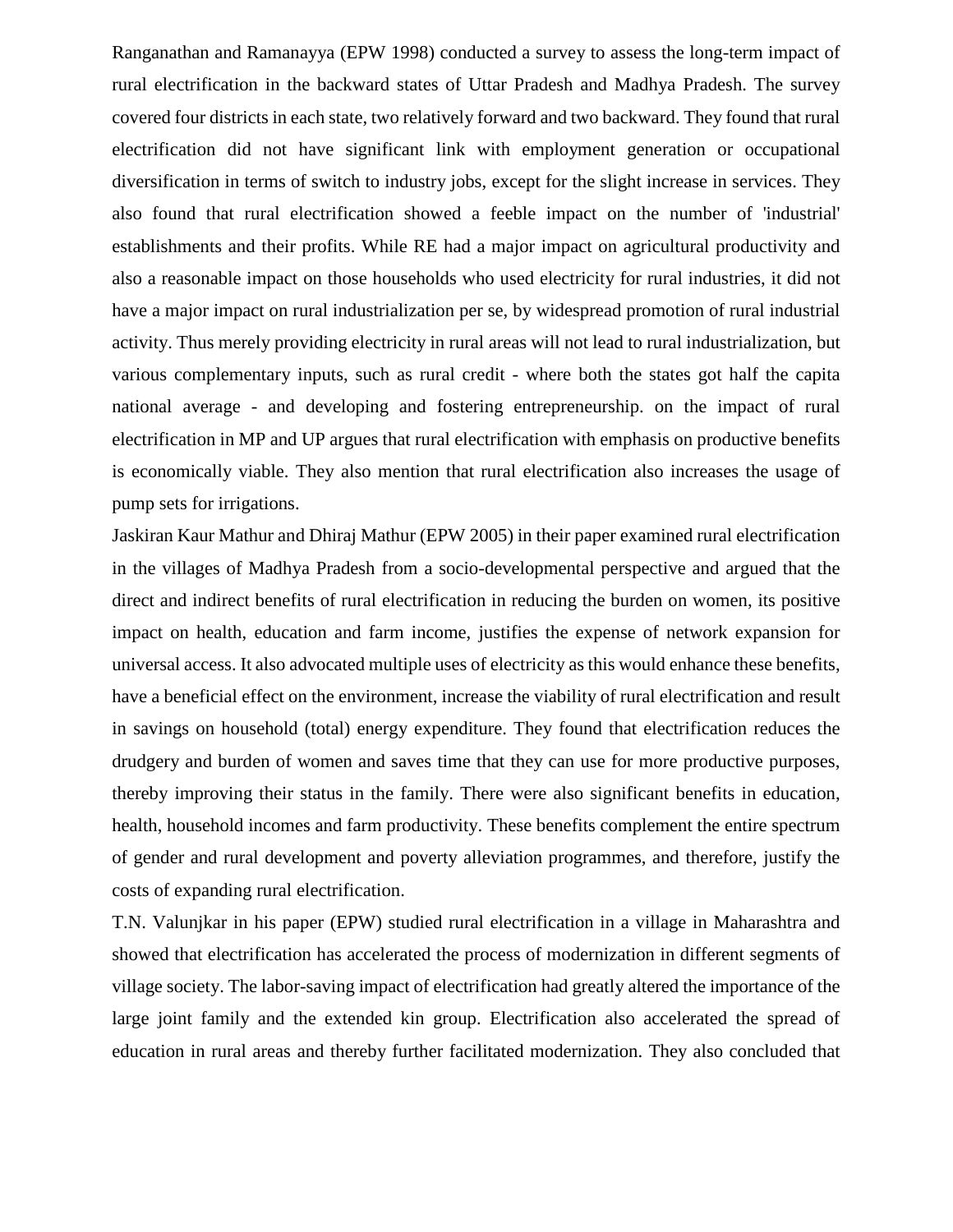Ranganathan and Ramanayya (EPW 1998) conducted a survey to assess the long-term impact of rural electrification in the backward states of Uttar Pradesh and Madhya Pradesh. The survey covered four districts in each state, two relatively forward and two backward. They found that rural electrification did not have significant link with employment generation or occupational diversification in terms of switch to industry jobs, except for the slight increase in services. They also found that rural electrification showed a feeble impact on the number of 'industrial' establishments and their profits. While RE had a major impact on agricultural productivity and also a reasonable impact on those households who used electricity for rural industries, it did not have a major impact on rural industrialization per se, by widespread promotion of rural industrial activity. Thus merely providing electricity in rural areas will not lead to rural industrialization, but various complementary inputs, such as rural credit - where both the states got half the capita national average - and developing and fostering entrepreneurship. on the impact of rural electrification in MP and UP argues that rural electrification with emphasis on productive benefits is economically viable. They also mention that rural electrification also increases the usage of pump sets for irrigations.

Jaskiran Kaur Mathur and Dhiraj Mathur (EPW 2005) in their paper examined rural electrification in the villages of Madhya Pradesh from a socio-developmental perspective and argued that the direct and indirect benefits of rural electrification in reducing the burden on women, its positive impact on health, education and farm income, justifies the expense of network expansion for universal access. It also advocated multiple uses of electricity as this would enhance these benefits, have a beneficial effect on the environment, increase the viability of rural electrification and result in savings on household (total) energy expenditure. They found that electrification reduces the drudgery and burden of women and saves time that they can use for more productive purposes, thereby improving their status in the family. There were also significant benefits in education, health, household incomes and farm productivity. These benefits complement the entire spectrum of gender and rural development and poverty alleviation programmes, and therefore, justify the costs of expanding rural electrification.

T.N. Valunjkar in his paper (EPW) studied rural electrification in a village in Maharashtra and showed that electrification has accelerated the process of modernization in different segments of village society. The labor-saving impact of electrification had greatly altered the importance of the large joint family and the extended kin group. Electrification also accelerated the spread of education in rural areas and thereby further facilitated modernization. They also concluded that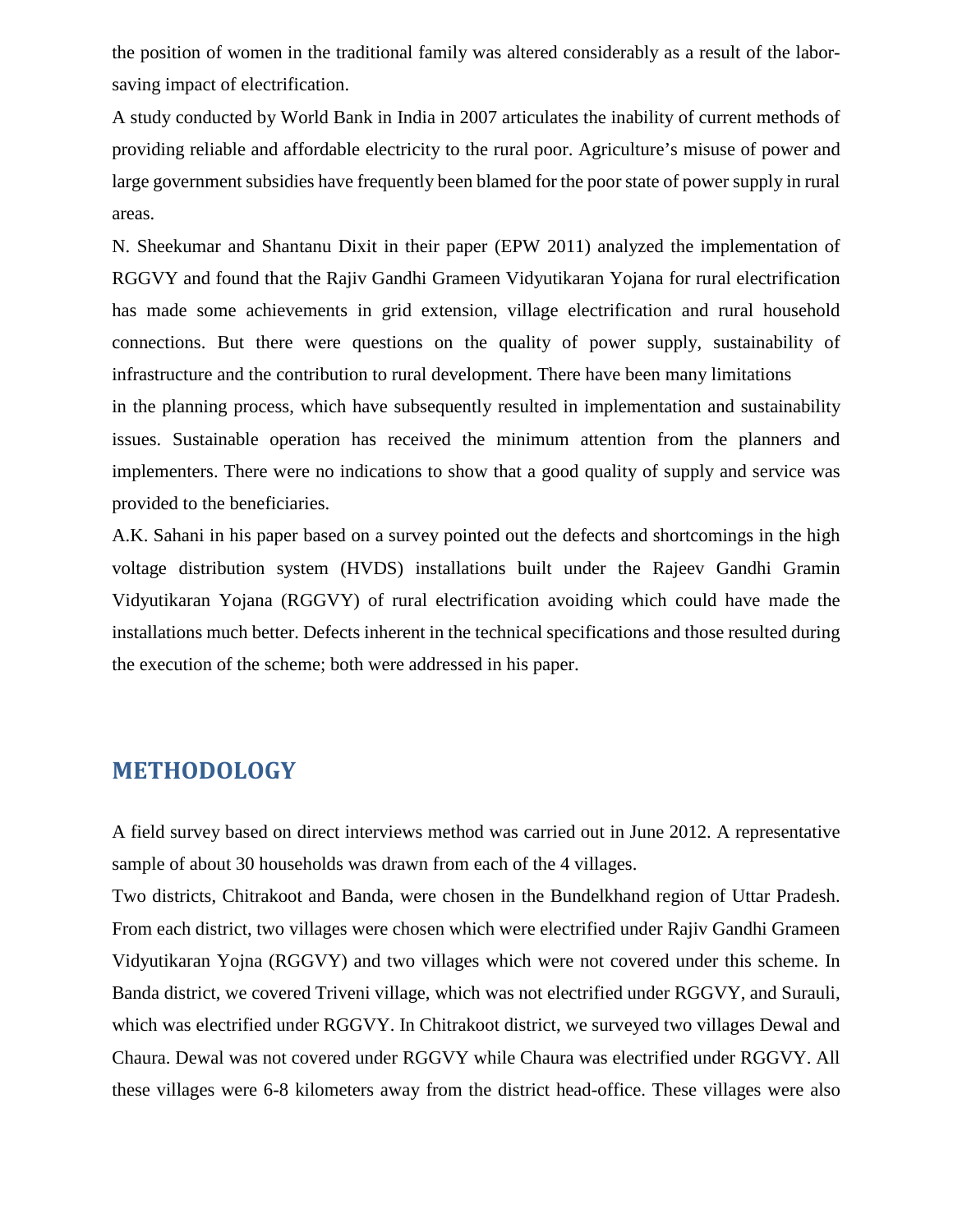the position of women in the traditional family was altered considerably as a result of the labor-saving impact of electrification.

A study conducted by World Bank in India in 2007 articulates the inability of current methods of providing reliable and affordable electricity to the rural poor. Agriculture's misuse of power and large government subsidies have frequently been blamed for the poor state of power supply in rural areas.

N. Sheekumar and Shantanu Dixit in their paper (EPW 2011) analyzed the implementation of RGGVY and found that the Rajiv Gandhi Grameen Vidyutikaran Yojana for rural electrification has made some achievements in grid extension, village electrification and rural household connections. But there were questions on the quality of power supply, sustainability of infrastructure and the contribution to rural development. There have been many limitations in the planning process, which have subsequently resulted in implementation and sustainability issues. Sustainable operation has received the minimum attention from the planners and implementers. There were no indications to show that a good quality of supply and service was provided to the beneficiaries.

A.K. Sahani in his paper based on a survey pointed out the defects and shortcomings in the high voltage distribution system (HVDS) installations built under the Rajeev Gandhi Gramin Vidyutikaran Yojana (RGGVY) of rural electrification avoiding which could have made the installations much better. Defects inherent in the technical specifications and those resulted during the execution of the scheme; both were addressed in his paper.

## METHODOLOGY

A field survey based on direct interviews method was carried out in June 2012. A representative sample of about 30 households was drawn from each of the 4 villages.

Two districts, Chitrakoot and Banda, were chosen in the Bundelkhand region of Uttar Pradesh. From each district, two villages were chosen which were electrified under Rajiv Gandhi Grameen Vidyutikaran Yojna (RGGVY) and two villages which were not covered under this scheme. In Banda district, we covered Triveni village, which was not electrified under RGGVY, and Surauli, which was electrified under RGGVY. In Chitrakoot district, we surveyed two villages Dewal and Chaura. Dewal was not covered under RGGVY while Chaura was electrified under RGGVY. All these villages were 6-8 kilometers away from the district head-office. These villages were also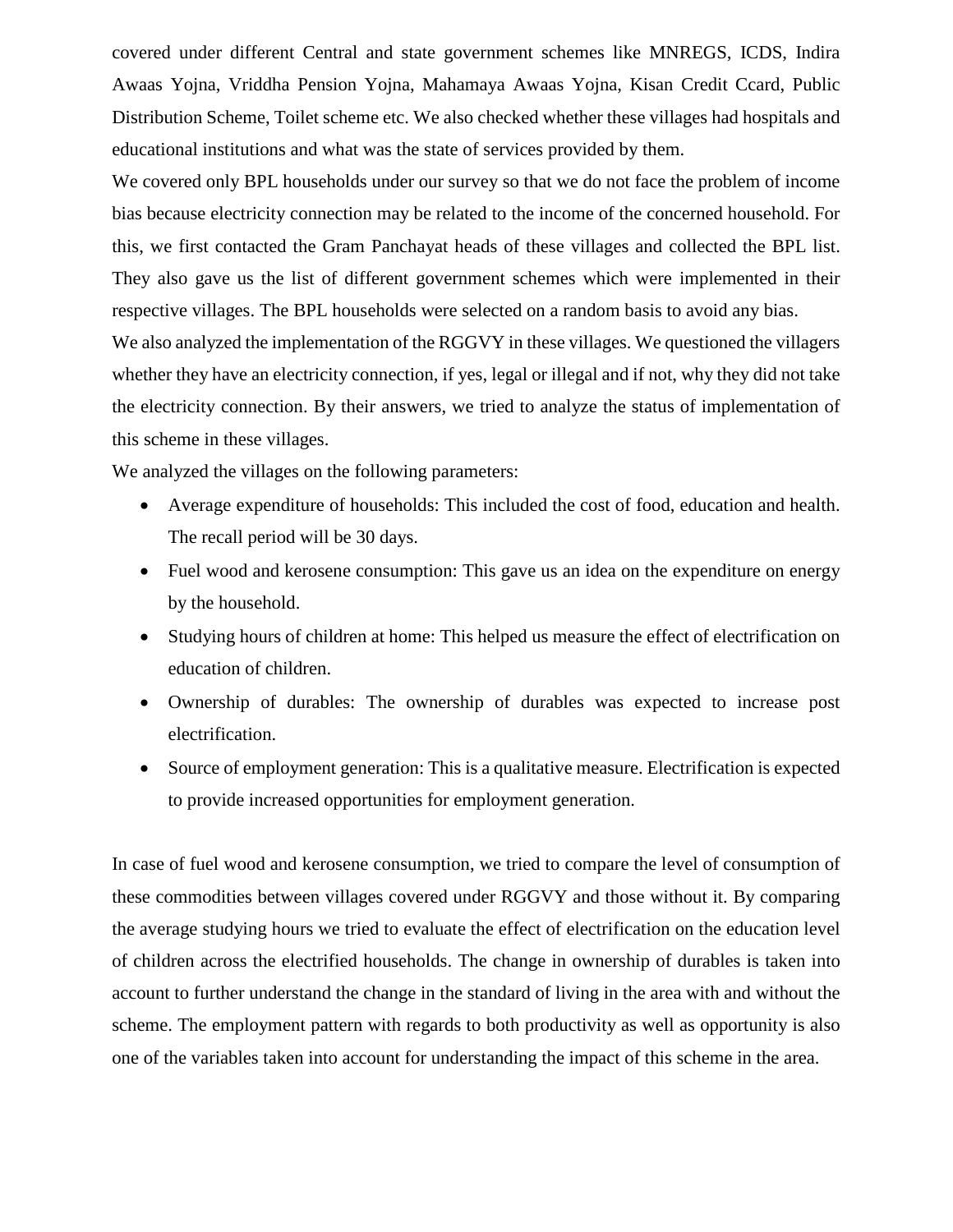covered under different Central and state government schemes like MNREGS, ICDS, Indira Awaas Yojna, Vriddha Pension Yojna, Mahamaya Awaas Yojna, Kisan Credit Ccard, Public Distribution Scheme, Toilet scheme etc. We also checked whether these villages had hospitals and educational institutions and what was the state of services provided by them.

We covered only BPL households under our survey so that we do not face the problem of income bias because electricity connection may be related to the income of the concerned household. For this, we first contacted the Gram Panchayat heads of these villages and collected the BPL list. They also gave us the list of different government schemes which were implemented in their respective villages. The BPL households were selected on a random basis to avoid any bias.

We also analyzed the implementation of the RGGVY in these villages. We questioned the villagers whether they have an electricity connection, if yes, legal or illegal and if not, why they did not take the electricity connection. By their answers, we tried to analyze the status of implementation of this scheme in these villages.

We analyzed the villages on the following parameters:

- Average expenditure of households: This included the cost of food, education and health. The recall period will be 30 days.
- Fuel wood and kerosene consumption: This gave us an idea on the expenditure on energy by the household.
- Studying hours of children at home: This helped us measure the effect of electrification on education of children.
- Ownership of durables: The ownership of durables was expected to increase post electrification.
- Source of employment generation: This is a qualitative measure. Electrification is expected to provide increased opportunities for employment generation.

In case of fuel wood and kerosene consumption, we tried to compare the level of consumption of these commodities between villages covered under RGGVY and those without it. By comparing the average studying hours we tried to evaluate the effect of electrification on the education level of children across the electrified households. The change in ownership of durables is taken into account to further understand the change in the standard of living in the area with and without the scheme. The employment pattern with regards to both productivity as well as opportunity is also one of the variables taken into account for understanding the impact of this scheme in the area.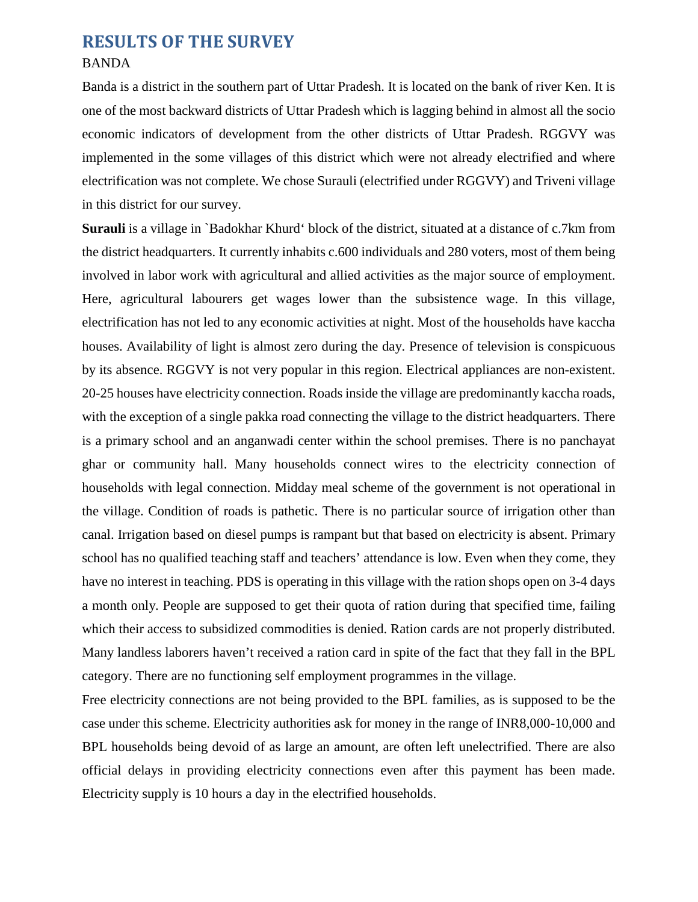## RESULTS OF THE SURVEY

BANDA

Banda is a district in the southern part of Uttar Pradesh. It is located on the bank of river Ken. It is one of the most backward districts of Uttar Pradesh which is lagging behind in almost all the socio economic indicators of development from the other districts of Uttar Pradesh. RGGVY was implemented in the some villages of this district which were not already electrified and where electrification was not complete. We chose Surauli (electrified under RGGVY) and Triveni village in this district for our survey.

**Surauli** is a village in `Badokhar Khurd‘ block of the district, situated at a distance of c.7km from the district headquarters. It currently inhabits c.600 individuals and 280 voters, most of them being involved in labor work with agricultural and allied activities as the major source of employment. Here, agricultural labourers get wages lower than the subsistence wage. In this village, electrification has not led to any economic activities at night. Most of the households have kaccha houses. Availability of light is almost zero during the day. Presence of television is conspicuous by its absence. RGGVY is not very popular in this region. Electrical appliances are non-existent. 20-25 houses have electricity connection. Roads inside the village are predominantly kaccha roads, with the exception of a single pakka road connecting the village to the district headquarters. There is a primary school and an anganwadi center within the school premises. There is no panchayat ghar or community hall. Many households connect wires to the electricity connection of households with legal connection. Midday meal scheme of the government is not operational in the village. Condition of roads is pathetic. There is no particular source of irrigation other than canal. Irrigation based on diesel pumps is rampant but that based on electricity is absent. Primary school has no qualified teaching staff and teachers' attendance is low. Even when they come, they have no interest in teaching. PDS is operating in this village with the ration shops open on 3-4 days a month only. People are supposed to get their quota of ration during that specified time, failing which their access to subsidized commodities is denied. Ration cards are not properly distributed. Many landless laborers haven't received a ration card in spite of the fact that they fall in the BPL category. There are no functioning self employment programmes in the village.

Free electricity connections are not being provided to the BPL families, as is supposed to be the case under this scheme. Electricity authorities ask for money in the range of INR8,000-10,000 and BPL households being devoid of as large an amount, are often left unelectrified. There are also official delays in providing electricity connections even after this payment has been made. Electricity supply is 10 hours a day in the electrified households.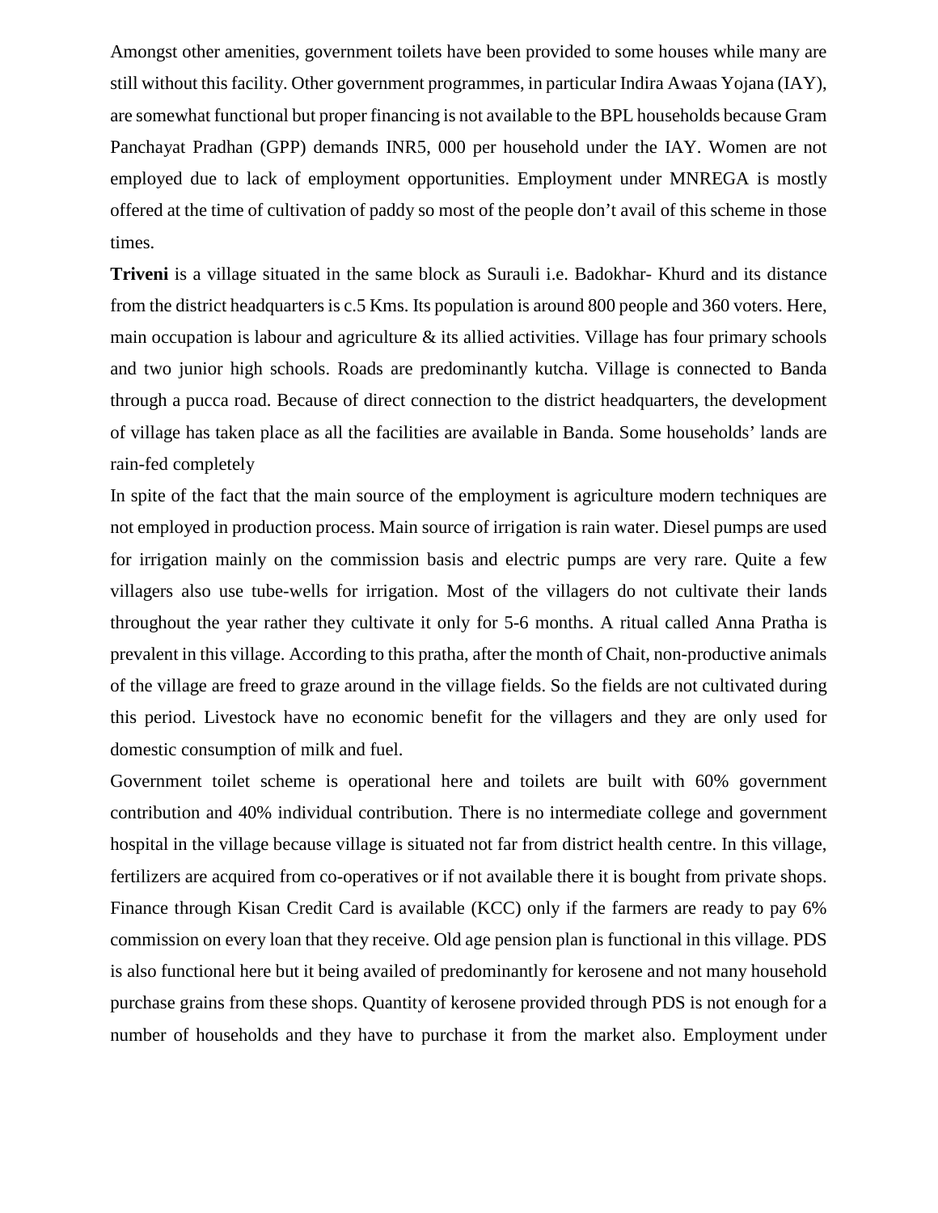Amongst other amenities, government toilets have been provided to some houses while many are still without this facility. Other government programmes, in particular Indira Awaas Yojana (IAY), are somewhat functional but proper financing is not available to the BPL households because Gram Panchayat Pradhan (GPP) demands INR5, 000 per household under the IAY. Women are not employed due to lack of employment opportunities. Employment under MNREGA is mostly offered at the time of cultivation of paddy so most of the people don't avail of this scheme in those times.

**Triveni** is a village situated in the same block as Surauli i.e. Badokhar- Khurd and its distance from the district headquarters is c.5 Kms. Its population is around 800 people and 360 voters. Here, main occupation is labour and agriculture & its allied activities. Village has four primary schools and two junior high schools. Roads are predominantly kutcha. Village is connected to Banda through a pucca road. Because of direct connection to the district headquarters, the development of village has taken place as all the facilities are available in Banda. Some households' lands are rain-fed completely

In spite of the fact that the main source of the employment is agriculture modern techniques are not employed in production process. Main source of irrigation is rain water. Diesel pumps are used for irrigation mainly on the commission basis and electric pumps are very rare. Quite a few villagers also use tube-wells for irrigation. Most of the villagers do not cultivate their lands throughout the year rather they cultivate it only for 5-6 months. A ritual called Anna Pratha is prevalent in this village. According to this pratha, after the month of Chait, non-productive animals of the village are freed to graze around in the village fields. So the fields are not cultivated during this period. Livestock have no economic benefit for the villagers and they are only used for domestic consumption of milk and fuel.

Government toilet scheme is operational here and toilets are built with 60% government contribution and 40% individual contribution. There is no intermediate college and government hospital in the village because village is situated not far from district health centre. In this village, fertilizers are acquired from co-operatives or if not available there it is bought from private shops. Finance through Kisan Credit Card is available (KCC) only if the farmers are ready to pay 6% commission on every loan that they receive. Old age pension plan is functional in this village. PDS is also functional here but it being availed of predominantly for kerosene and not many household purchase grains from these shops. Quantity of kerosene provided through PDS is not enough for a number of households and they have to purchase it from the market also. Employment under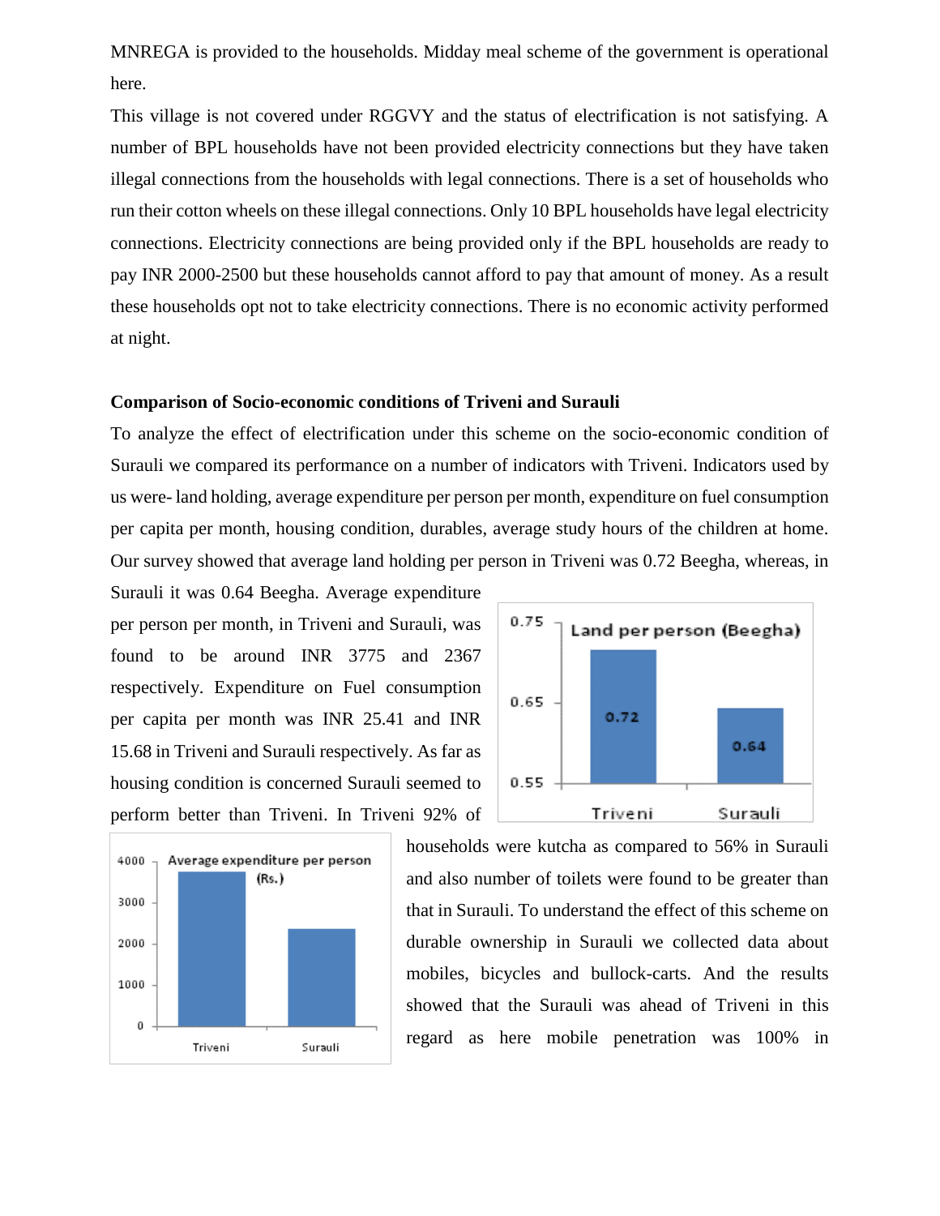MNREGA is provided to the households. Midday meal scheme of the government is operational here.

This village is not covered under RGGVY and the status of electrification is not satisfying. A number of BPL households have not been provided electricity connections but they have taken illegal connections from the households with legal connections. There is a set of households who run their cotton wheels on these illegal connections. Only 10 BPL households have legal electricity connections. Electricity connections are being provided only if the BPL households are ready to pay INR 2000-2500 but these households cannot afford to pay that amount of money. As a result these households opt not to take electricity connections. There is no economic activity performed at night.

**Comparison of Socio-economic conditions of Triveni and Surauli**

To analyze the effect of electrification under this scheme on the socio-economic condition of Surauli we compared its performance on a number of indicators with Triveni. Indicators used by us were- land holding, average expenditure per person per month, expenditure on fuel consumption per capita per month, housing condition, durables, average study hours of the children at home. Our survey showed that average land holding per person in Triveni was 0.72 Beegha, whereas, in Surauli it was 0.64 Beegha. Average expenditure per person per month, in Triveni and Surauli, was found to be around INR 3775 and 2367 respectively. Expenditure on Fuel consumption per capita per month was INR 25.41 and INR 15.68 in Triveni and Surauli respectively. As far as housing condition is concerned Surauli seemed to perform better than Triveni. In Triveni 92% of households were kutcha as compared to 56% in Surauli and also number of toilets were found to be greater than that in Surauli. To understand the effect of this scheme on durable ownership in Surauli we collected data about mobiles, bicycles and bullock-carts. And the results showed that the Surauli was ahead of Triveni in this regard as here mobile penetration was 100% in

Land per person (Beegha)

| | Triveni | Surauli |
|---|---|---|
| Land per person (Beegha) | 0.72 | 0.64 |

Average expenditure per person (Rs.)

| | Triveni | Surauli |
|---|---|---|
| Average expenditure per person (Rs.) | ~3775 | ~2367 |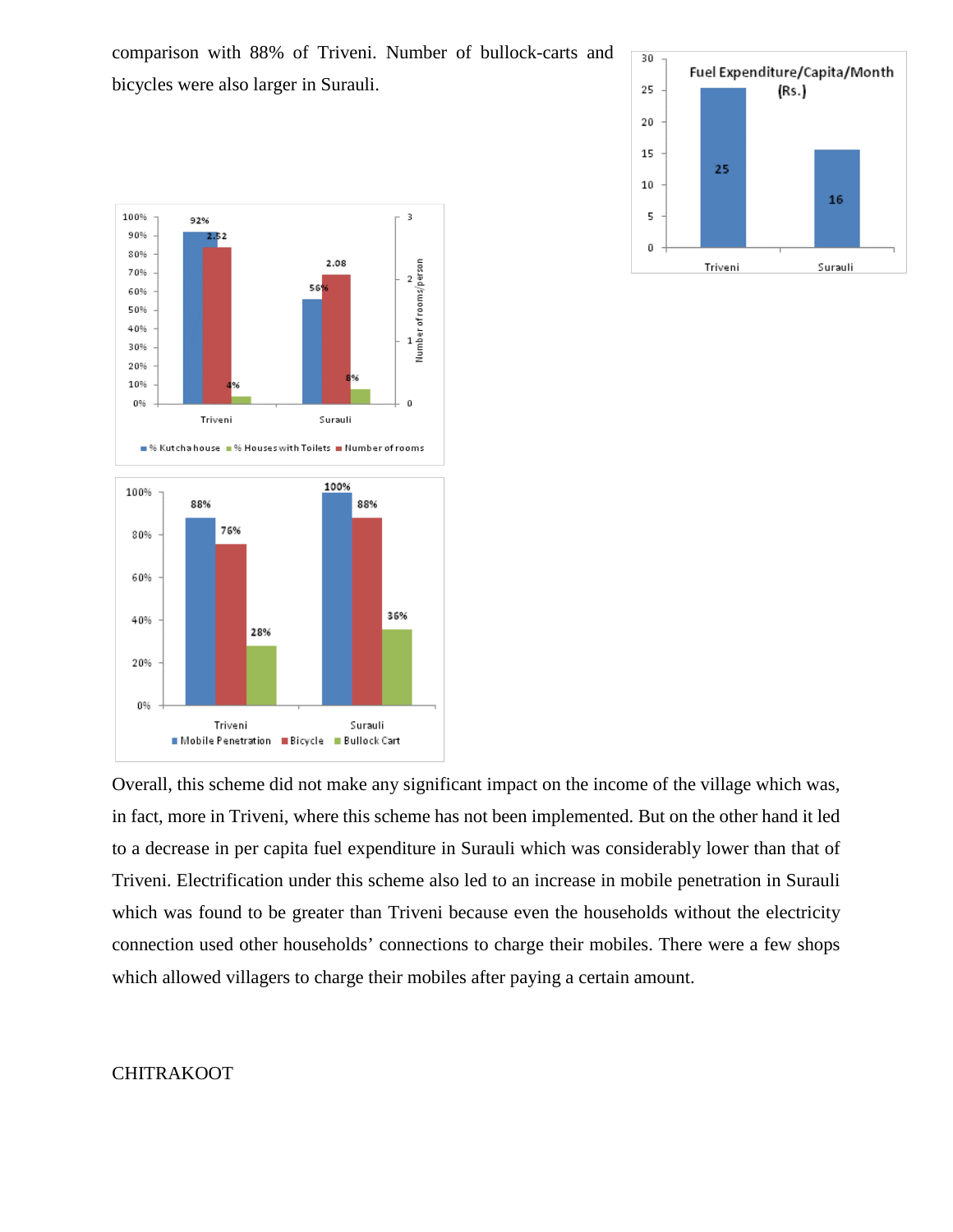comparison with 88% of Triveni. Number of bullock-carts and bicycles were also larger in Surauli.

Overall, this scheme did not make any significant impact on the income of the village which was, in fact, more in Triveni, where this scheme has not been implemented. But on the other hand it led to a decrease in per capita fuel expenditure in Surauli which was considerably lower than that of Triveni. Electrification under this scheme also led to an increase in mobile penetration in Surauli which was found to be greater than Triveni because even the households without the electricity connection used other households' connections to charge their mobiles. There were a few shops which allowed villagers to charge their mobiles after paying a certain amount.

CHITRAKOOT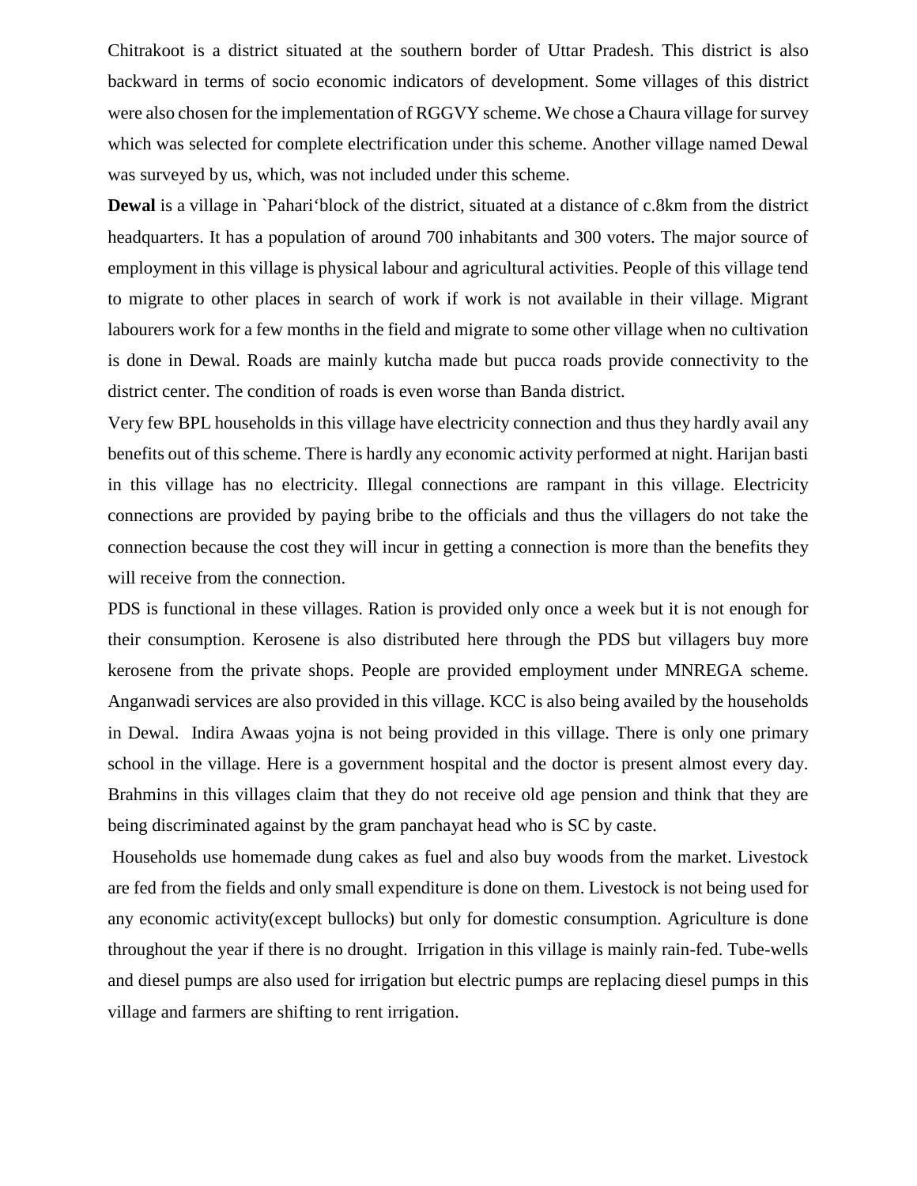Chitrakoot is a district situated at the southern border of Uttar Pradesh. This district is also backward in terms of socio economic indicators of development. Some villages of this district were also chosen for the implementation of RGGVY scheme. We chose a Chaura village for survey which was selected for complete electrification under this scheme. Another village named Dewal was surveyed by us, which, was not included under this scheme.

**Dewal** is a village in `Pahari'block of the district, situated at a distance of c.8km from the district headquarters. It has a population of around 700 inhabitants and 300 voters. The major source of employment in this village is physical labour and agricultural activities. People of this village tend to migrate to other places in search of work if work is not available in their village. Migrant labourers work for a few months in the field and migrate to some other village when no cultivation is done in Dewal. Roads are mainly kutcha made but pucca roads provide connectivity to the district center. The condition of roads is even worse than Banda district.

Very few BPL households in this village have electricity connection and thus they hardly avail any benefits out of this scheme. There is hardly any economic activity performed at night. Harijan basti in this village has no electricity. Illegal connections are rampant in this village. Electricity connections are provided by paying bribe to the officials and thus the villagers do not take the connection because the cost they will incur in getting a connection is more than the benefits they will receive from the connection.

PDS is functional in these villages. Ration is provided only once a week but it is not enough for their consumption. Kerosene is also distributed here through the PDS but villagers buy more kerosene from the private shops. People are provided employment under MNREGA scheme. Anganwadi services are also provided in this village. KCC is also being availed by the households in Dewal. Indira Awaas yojna is not being provided in this village. There is only one primary school in the village. Here is a government hospital and the doctor is present almost every day. Brahmins in this villages claim that they do not receive old age pension and think that they are being discriminated against by the gram panchayat head who is SC by caste.

Households use homemade dung cakes as fuel and also buy woods from the market. Livestock are fed from the fields and only small expenditure is done on them. Livestock is not being used for any economic activity(except bullocks) but only for domestic consumption. Agriculture is done throughout the year if there is no drought. Irrigation in this village is mainly rain-fed. Tube-wells and diesel pumps are also used for irrigation but electric pumps are replacing diesel pumps in this village and farmers are shifting to rent irrigation.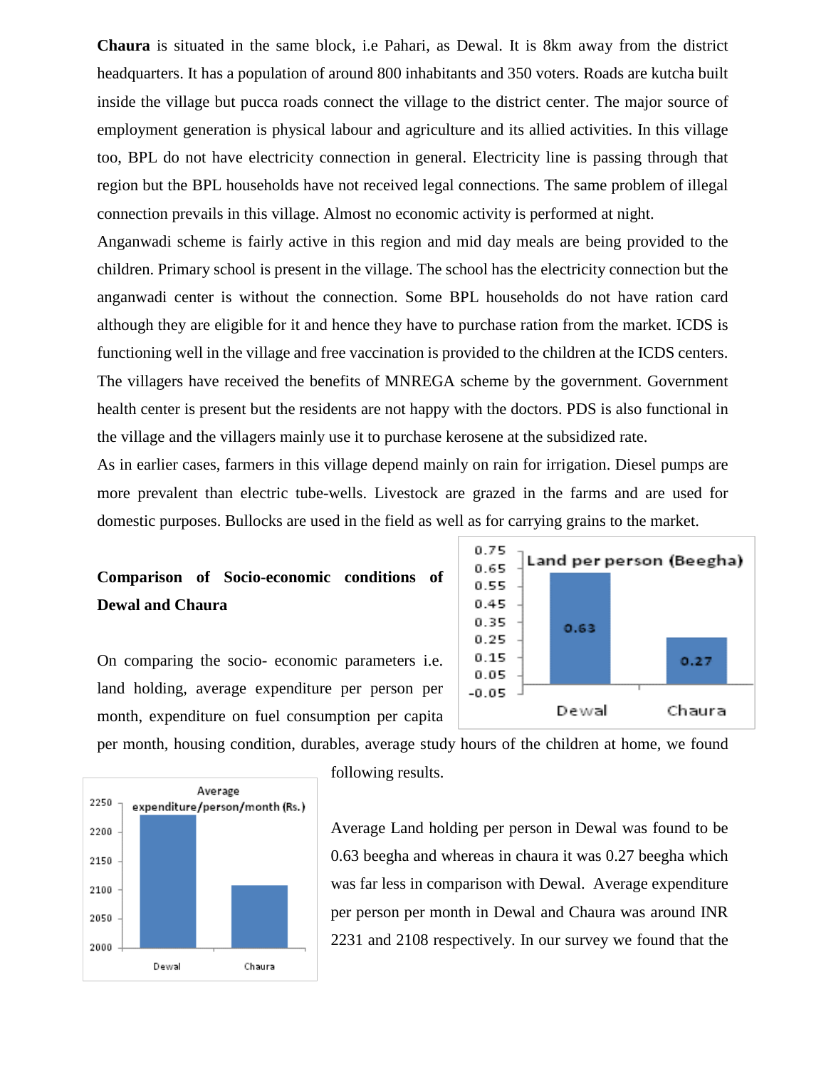**Chaura** is situated in the same block, i.e Pahari, as Dewal. It is 8km away from the district headquarters. It has a population of around 800 inhabitants and 350 voters. Roads are kutcha built inside the village but pucca roads connect the village to the district center. The major source of employment generation is physical labour and agriculture and its allied activities. In this village too, BPL do not have electricity connection in general. Electricity line is passing through that region but the BPL households have not received legal connections. The same problem of illegal connection prevails in this village. Almost no economic activity is performed at night.

Anganwadi scheme is fairly active in this region and mid day meals are being provided to the children. Primary school is present in the village. The school has the electricity connection but the anganwadi center is without the connection. Some BPL households do not have ration card although they are eligible for it and hence they have to purchase ration from the market. ICDS is functioning well in the village and free vaccination is provided to the children at the ICDS centers. The villagers have received the benefits of MNREGA scheme by the government. Government health center is present but the residents are not happy with the doctors. PDS is also functional in the village and the villagers mainly use it to purchase kerosene at the subsidized rate.

As in earlier cases, farmers in this village depend mainly on rain for irrigation. Diesel pumps are more prevalent than electric tube-wells. Livestock are grazed in the farms and are used for domestic purposes. Bullocks are used in the field as well as for carrying grains to the market.

**Comparison of Socio-economic conditions of Dewal and Chaura**

On comparing the socio- economic parameters i.e. land holding, average expenditure per person per month, expenditure on fuel consumption per capita per month, housing condition, durables, average study hours of the children at home, we found following results.

Average Land holding per person in Dewal was found to be 0.63 beegha and whereas in chaura it was 0.27 beegha which was far less in comparison with Dewal. Average expenditure per person per month in Dewal and Chaura was around INR 2231 and 2108 respectively. In our survey we found that the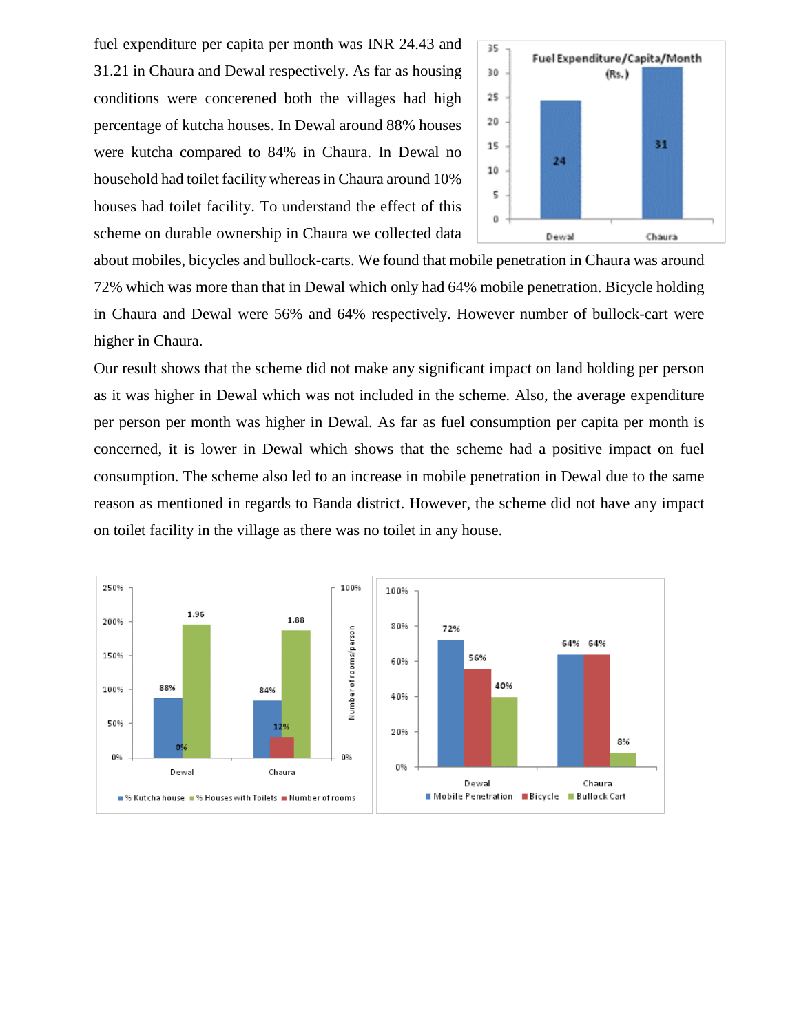fuel expenditure per capita per month was INR 24.43 and 31.21 in Chaura and Dewal respectively. As far as housing conditions were concerened both the villages had high percentage of kutcha houses. In Dewal around 88% houses were kutcha compared to 84% in Chaura. In Dewal no household had toilet facility whereas in Chaura around 10% houses had toilet facility. To understand the effect of this scheme on durable ownership in Chaura we collected data about mobiles, bicycles and bullock-carts. We found that mobile penetration in Chaura was around 72% which was more than that in Dewal which only had 64% mobile penetration. Bicycle holding in Chaura and Dewal were 56% and 64% respectively. However number of bullock-cart were higher in Chaura.

Our result shows that the scheme did not make any significant impact on land holding per person as it was higher in Dewal which was not included in the scheme. Also, the average expenditure per person per month was higher in Dewal. As far as fuel consumption per capita per month is concerned, it is lower in Dewal which shows that the scheme had a positive impact on fuel consumption. The scheme also led to an increase in mobile penetration in Dewal due to the same reason as mentioned in regards to Banda district. However, the scheme did not have any impact on toilet facility in the village as there was no toilet in any house.

Fuel Expenditure/Capita/Month (Rs.)

| | Dewal | Chaura |
|---|---|---|
| Fuel Expenditure/Capita/Month (Rs.) | 24 | 31 |

| | % Kutcha house | % Houses with Toilets | Number of rooms |
|---|---|---|---|
| Dewal | 88% | 0% | 1.96 |
| Chaura | 84% | 12% | 1.88 |

| | Mobile Penetration | Bicycle | Bullock Cart |
|---|---|---|---|
| Dewal | 72% | 56% | 40% |
| Chaura | 64% | 64% | 8% |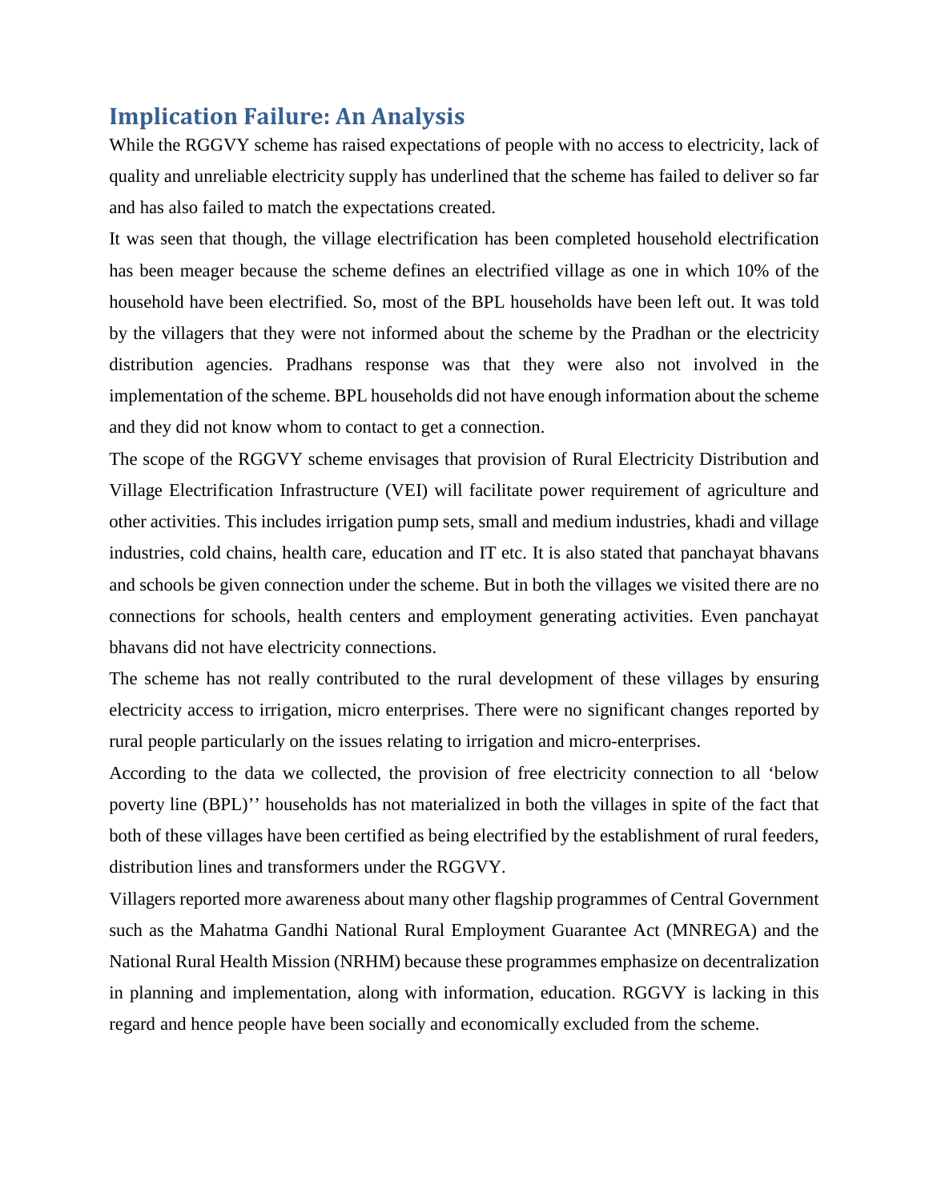## Implication Failure: An Analysis

While the RGGVY scheme has raised expectations of people with no access to electricity, lack of quality and unreliable electricity supply has underlined that the scheme has failed to deliver so far and has also failed to match the expectations created.

It was seen that though, the village electrification has been completed household electrification has been meager because the scheme defines an electrified village as one in which 10% of the household have been electrified. So, most of the BPL households have been left out. It was told by the villagers that they were not informed about the scheme by the Pradhan or the electricity distribution agencies. Pradhans response was that they were also not involved in the implementation of the scheme. BPL households did not have enough information about the scheme and they did not know whom to contact to get a connection.

The scope of the RGGVY scheme envisages that provision of Rural Electricity Distribution and Village Electrification Infrastructure (VEI) will facilitate power requirement of agriculture and other activities. This includes irrigation pump sets, small and medium industries, khadi and village industries, cold chains, health care, education and IT etc. It is also stated that panchayat bhavans and schools be given connection under the scheme. But in both the villages we visited there are no connections for schools, health centers and employment generating activities. Even panchayat bhavans did not have electricity connections.

The scheme has not really contributed to the rural development of these villages by ensuring electricity access to irrigation, micro enterprises. There were no significant changes reported by rural people particularly on the issues relating to irrigation and micro-enterprises.

According to the data we collected, the provision of free electricity connection to all 'below poverty line (BPL)'' households has not materialized in both the villages in spite of the fact that both of these villages have been certified as being electrified by the establishment of rural feeders, distribution lines and transformers under the RGGVY.

Villagers reported more awareness about many other flagship programmes of Central Government such as the Mahatma Gandhi National Rural Employment Guarantee Act (MNREGA) and the National Rural Health Mission (NRHM) because these programmes emphasize on decentralization in planning and implementation, along with information, education. RGGVY is lacking in this regard and hence people have been socially and economically excluded from the scheme.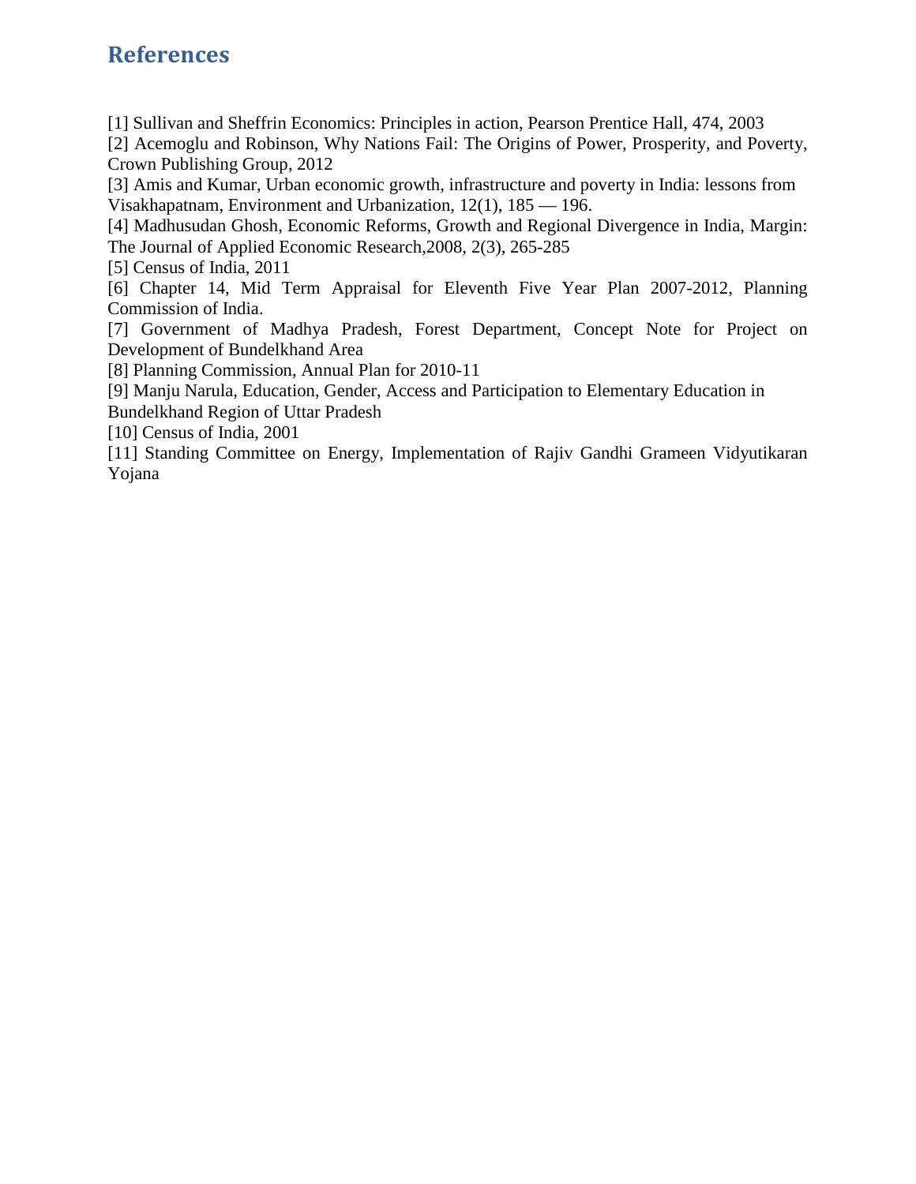# References

[1] Sullivan and Sheffrin Economics: Principles in action, Pearson Prentice Hall, 474, 2003

[2] Acemoglu and Robinson, Why Nations Fail: The Origins of Power, Prosperity, and Poverty, Crown Publishing Group, 2012

[3] Amis and Kumar, Urban economic growth, infrastructure and poverty in India: lessons from Visakhapatnam, Environment and Urbanization, 12(1), 185 — 196.

[4] Madhusudan Ghosh, Economic Reforms, Growth and Regional Divergence in India, Margin: The Journal of Applied Economic Research,2008, 2(3), 265-285

[5] Census of India, 2011

[6] Chapter 14, Mid Term Appraisal for Eleventh Five Year Plan 2007-2012, Planning Commission of India.

[7] Government of Madhya Pradesh, Forest Department, Concept Note for Project on Development of Bundelkhand Area

[8] Planning Commission, Annual Plan for 2010-11

[9] Manju Narula, Education, Gender, Access and Participation to Elementary Education in Bundelkhand Region of Uttar Pradesh

[10] Census of India, 2001

[11] Standing Committee on Energy, Implementation of Rajiv Gandhi Grameen Vidyutikaran Yojana